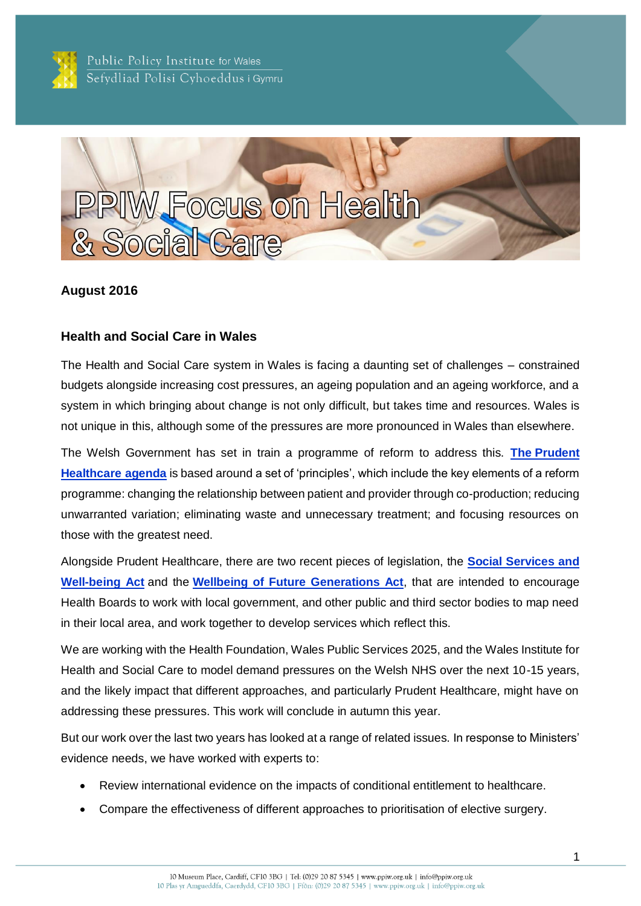Public Policy Institute for Wales
Sefydliad Polisi Cyhoeddus i Gymru

# PPIW Focus on Health & Social Care

**August 2016**

## Health and Social Care in Wales

The Health and Social Care system in Wales is facing a daunting set of challenges – constrained budgets alongside increasing cost pressures, an ageing population and an ageing workforce, and a system in which bringing about change is not only difficult, but takes time and resources. Wales is not unique in this, although some of the pressures are more pronounced in Wales than elsewhere.

The Welsh Government has set in train a programme of reform to address this. **The Prudent Healthcare agenda** is based around a set of 'principles', which include the key elements of a reform programme: changing the relationship between patient and provider through co-production; reducing unwarranted variation; eliminating waste and unnecessary treatment; and focusing resources on those with the greatest need.

Alongside Prudent Healthcare, there are two recent pieces of legislation, the **Social Services and Well-being Act** and the **Wellbeing of Future Generations Act**, that are intended to encourage Health Boards to work with local government, and other public and third sector bodies to map need in their local area, and work together to develop services which reflect this.

We are working with the Health Foundation, Wales Public Services 2025, and the Wales Institute for Health and Social Care to model demand pressures on the Welsh NHS over the next 10-15 years, and the likely impact that different approaches, and particularly Prudent Healthcare, might have on addressing these pressures. This work will conclude in autumn this year.

But our work over the last two years has looked at a range of related issues. In response to Ministers' evidence needs, we have worked with experts to:

- Review international evidence on the impacts of conditional entitlement to healthcare.
- Compare the effectiveness of different approaches to prioritisation of elective surgery.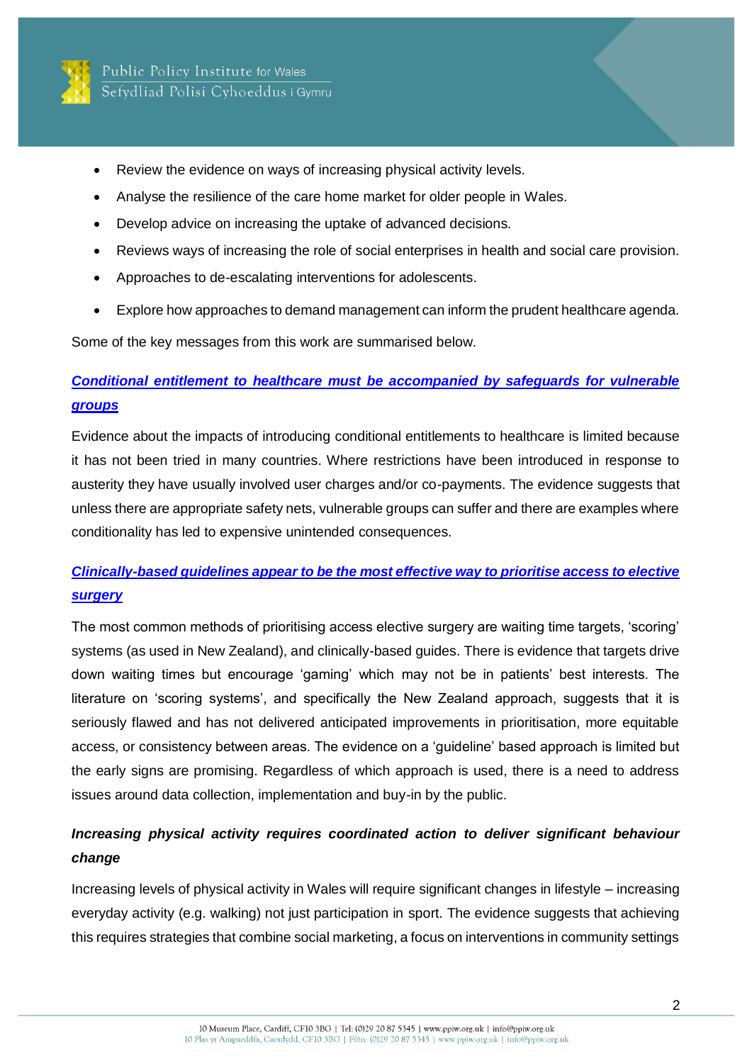- Review the evidence on ways of increasing physical activity levels.
- Analyse the resilience of the care home market for older people in Wales.
- Develop advice on increasing the uptake of advanced decisions.
- Reviews ways of increasing the role of social enterprises in health and social care provision.
- Approaches to de-escalating interventions for adolescents.
- Explore how approaches to demand management can inform the prudent healthcare agenda.

Some of the key messages from this work are summarised below.

***Conditional entitlement to healthcare must be accompanied by safeguards for vulnerable groups***

Evidence about the impacts of introducing conditional entitlements to healthcare is limited because it has not been tried in many countries. Where restrictions have been introduced in response to austerity they have usually involved user charges and/or co-payments. The evidence suggests that unless there are appropriate safety nets, vulnerable groups can suffer and there are examples where conditionality has led to expensive unintended consequences.

***Clinically-based guidelines appear to be the most effective way to prioritise access to elective surgery***

The most common methods of prioritising access elective surgery are waiting time targets, 'scoring' systems (as used in New Zealand), and clinically-based guides. There is evidence that targets drive down waiting times but encourage 'gaming' which may not be in patients' best interests. The literature on 'scoring systems', and specifically the New Zealand approach, suggests that it is seriously flawed and has not delivered anticipated improvements in prioritisation, more equitable access, or consistency between areas. The evidence on a 'guideline' based approach is limited but the early signs are promising. Regardless of which approach is used, there is a need to address issues around data collection, implementation and buy-in by the public.

***Increasing physical activity requires coordinated action to deliver significant behaviour change***

Increasing levels of physical activity in Wales will require significant changes in lifestyle – increasing everyday activity (e.g. walking) not just participation in sport. The evidence suggests that achieving this requires strategies that combine social marketing, a focus on interventions in community settings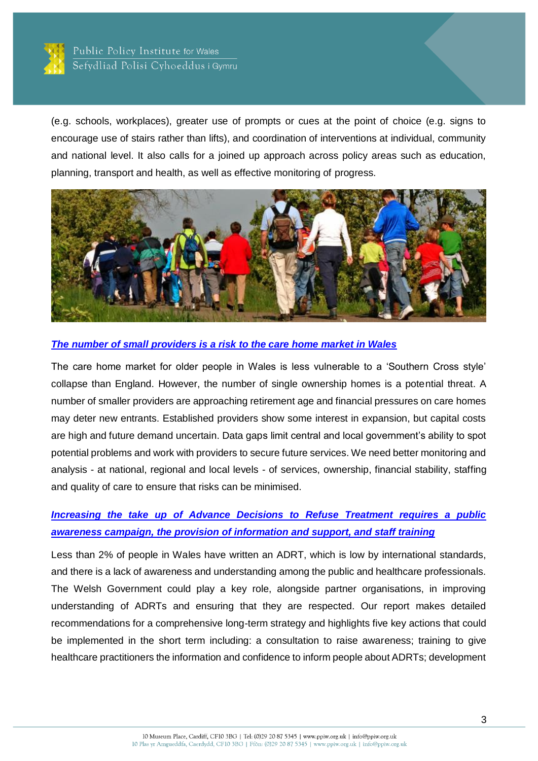(e.g. schools, workplaces), greater use of prompts or cues at the point of choice (e.g. signs to encourage use of stairs rather than lifts), and coordination of interventions at individual, community and national level. It also calls for a joined up approach across policy areas such as education, planning, transport and health, as well as effective monitoring of progress.

### [The number of small providers is a risk to the care home market in Wales]

The care home market for older people in Wales is less vulnerable to a 'Southern Cross style' collapse than England. However, the number of single ownership homes is a potential threat. A number of smaller providers are approaching retirement age and financial pressures on care homes may deter new entrants. Established providers show some interest in expansion, but capital costs are high and future demand uncertain. Data gaps limit central and local government's ability to spot potential problems and work with providers to secure future services. We need better monitoring and analysis - at national, regional and local levels - of services, ownership, financial stability, staffing and quality of care to ensure that risks can be minimised.

### [Increasing the take up of Advance Decisions to Refuse Treatment requires a public awareness campaign, the provision of information and support, and staff training]

Less than 2% of people in Wales have written an ADRT, which is low by international standards, and there is a lack of awareness and understanding among the public and healthcare professionals. The Welsh Government could play a key role, alongside partner organisations, in improving understanding of ADRTs and ensuring that they are respected. Our report makes detailed recommendations for a comprehensive long-term strategy and highlights five key actions that could be implemented in the short term including: a consultation to raise awareness; training to give healthcare practitioners the information and confidence to inform people about ADRTs; development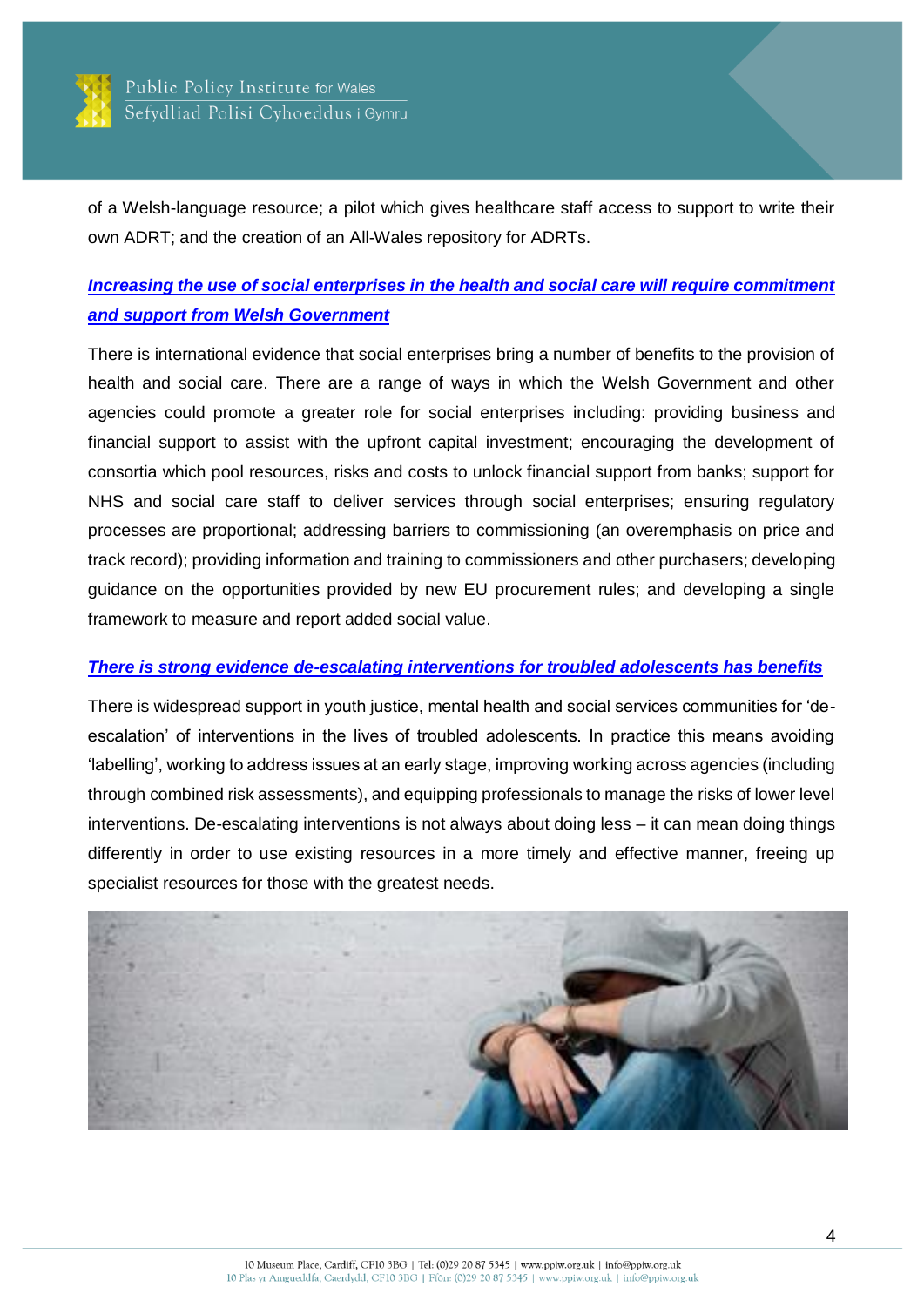of a Welsh-language resource; a pilot which gives healthcare staff access to support to write their own ADRT; and the creation of an All-Wales repository for ADRTs.

***Increasing the use of social enterprises in the health and social care will require commitment and support from Welsh Government***

There is international evidence that social enterprises bring a number of benefits to the provision of health and social care. There are a range of ways in which the Welsh Government and other agencies could promote a greater role for social enterprises including: providing business and financial support to assist with the upfront capital investment; encouraging the development of consortia which pool resources, risks and costs to unlock financial support from banks; support for NHS and social care staff to deliver services through social enterprises; ensuring regulatory processes are proportional; addressing barriers to commissioning (an overemphasis on price and track record); providing information and training to commissioners and other purchasers; developing guidance on the opportunities provided by new EU procurement rules; and developing a single framework to measure and report added social value.

***There is strong evidence de-escalating interventions for troubled adolescents has benefits***

There is widespread support in youth justice, mental health and social services communities for 'de-escalation' of interventions in the lives of troubled adolescents. In practice this means avoiding 'labelling', working to address issues at an early stage, improving working across agencies (including through combined risk assessments), and equipping professionals to manage the risks of lower level interventions. De-escalating interventions is not always about doing less – it can mean doing things differently in order to use existing resources in a more timely and effective manner, freeing up specialist resources for those with the greatest needs.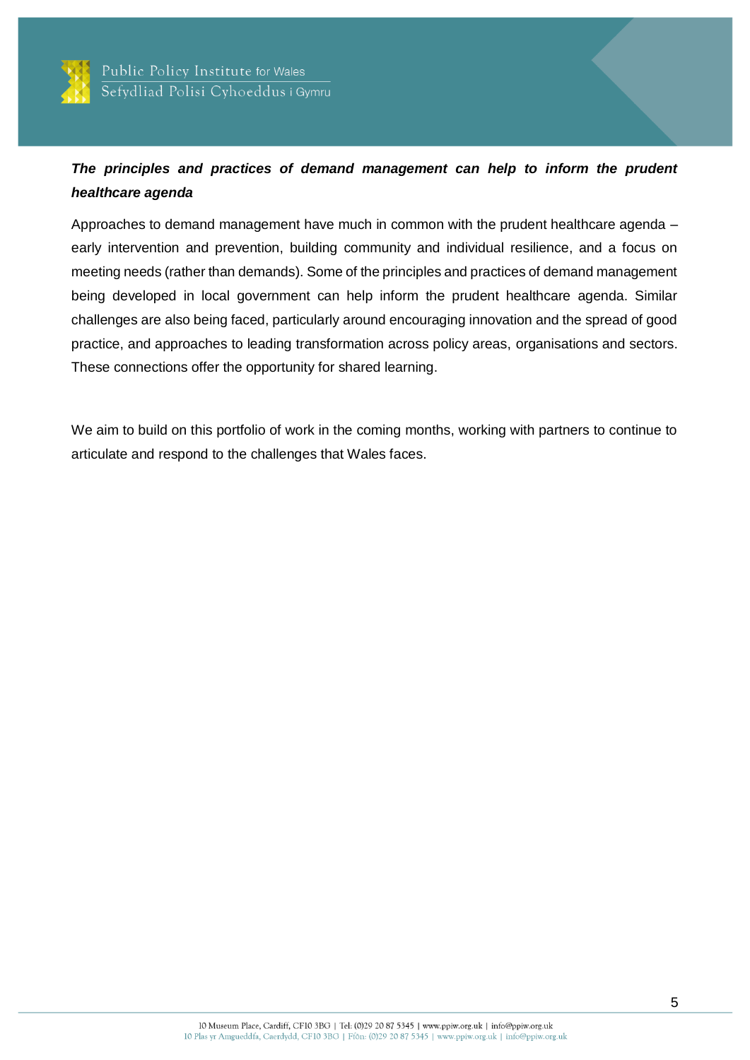***The principles and practices of demand management can help to inform the prudent healthcare agenda***

Approaches to demand management have much in common with the prudent healthcare agenda – early intervention and prevention, building community and individual resilience, and a focus on meeting needs (rather than demands). Some of the principles and practices of demand management being developed in local government can help inform the prudent healthcare agenda. Similar challenges are also being faced, particularly around encouraging innovation and the spread of good practice, and approaches to leading transformation across policy areas, organisations and sectors. These connections offer the opportunity for shared learning.

We aim to build on this portfolio of work in the coming months, working with partners to continue to articulate and respond to the challenges that Wales faces.